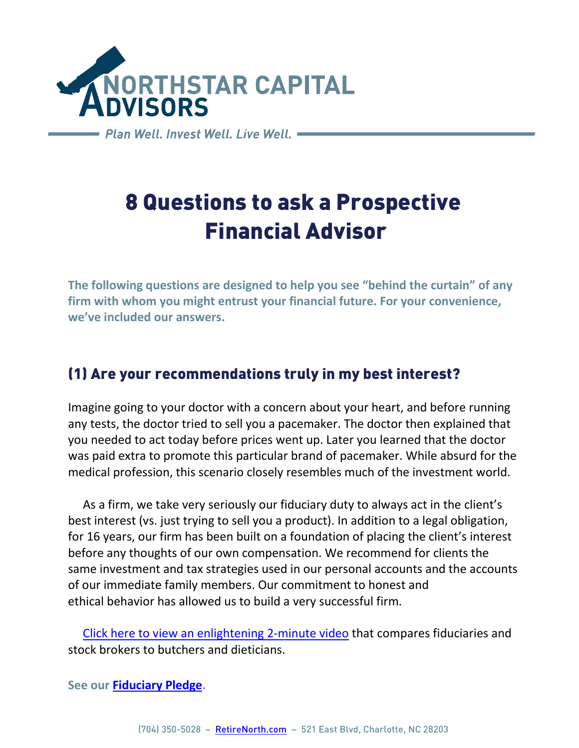NORTHSTAR CAPITAL ADVISORS

*Plan Well. Invest Well. Live Well.*

# 8 Questions to ask a Prospective Financial Advisor

**The following questions are designed to help you see "behind the curtain" of any firm with whom you might entrust your financial future. For your convenience, we've included our answers.**

## (1) Are your recommendations truly in my best interest?

Imagine going to your doctor with a concern about your heart, and before running any tests, the doctor tried to sell you a pacemaker. The doctor then explained that you needed to act today before prices went up. Later you learned that the doctor was paid extra to promote this particular brand of pacemaker. While absurd for the medical profession, this scenario closely resembles much of the investment world.

As a firm, we take very seriously our fiduciary duty to always act in the client's best interest (vs. just trying to sell you a product). In addition to a legal obligation, for 16 years, our firm has been built on a foundation of placing the client's interest before any thoughts of our own compensation. We recommend for clients the same investment and tax strategies used in our personal accounts and the accounts of our immediate family members. Our commitment to honest and ethical behavior has allowed us to build a very successful firm.

Click here to view an enlightening 2-minute video that compares fiduciaries and stock brokers to butchers and dieticians.

**See our Fiduciary Pledge.**

(704) 350-5028 ~ RetireNorth.com ~ 521 East Blvd, Charlotte, NC 28203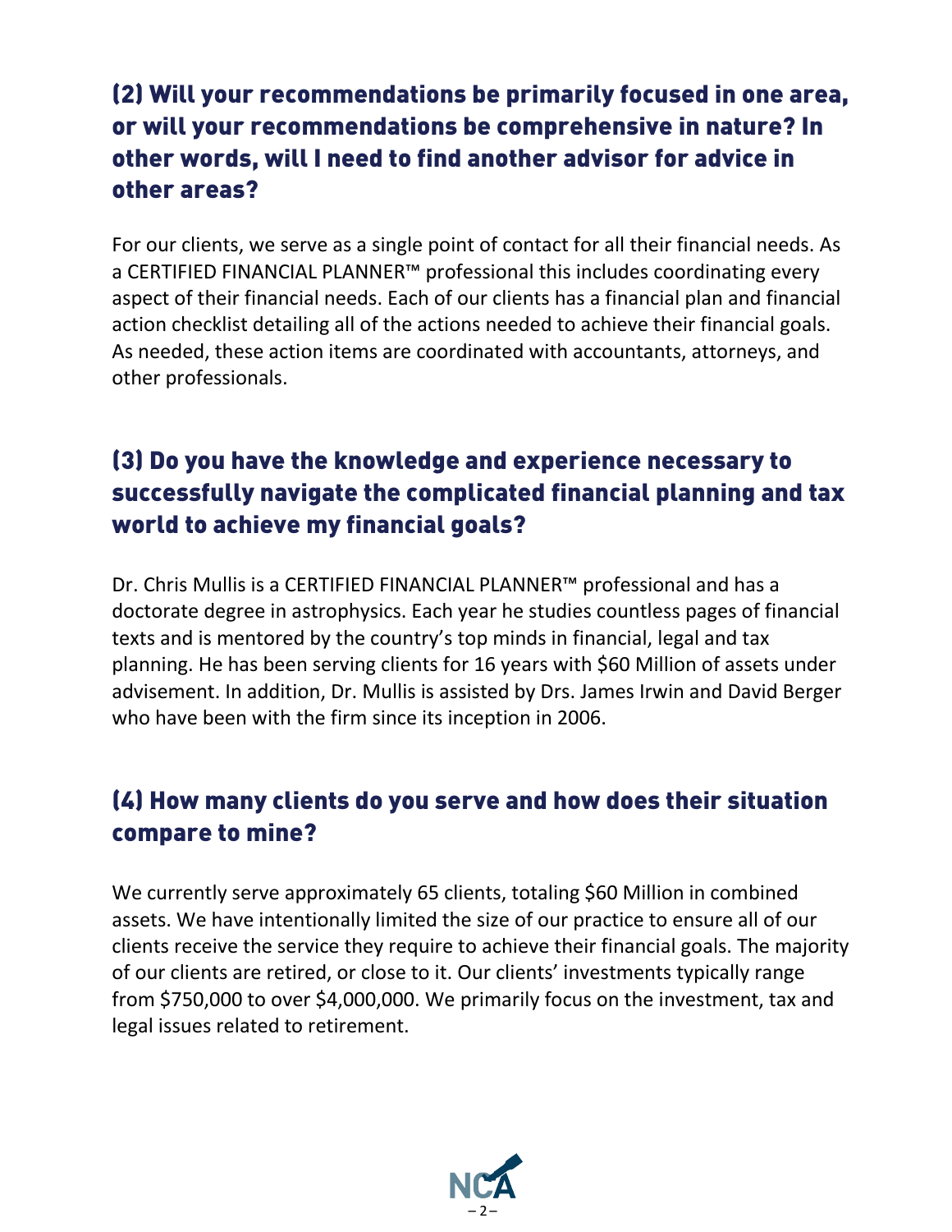## (2) Will your recommendations be primarily focused in one area, or will your recommendations be comprehensive in nature? In other words, will I need to find another advisor for advice in other areas?

For our clients, we serve as a single point of contact for all their financial needs. As a CERTIFIED FINANCIAL PLANNER™ professional this includes coordinating every aspect of their financial needs. Each of our clients has a financial plan and financial action checklist detailing all of the actions needed to achieve their financial goals. As needed, these action items are coordinated with accountants, attorneys, and other professionals.

## (3) Do you have the knowledge and experience necessary to successfully navigate the complicated financial planning and tax world to achieve my financial goals?

Dr. Chris Mullis is a CERTIFIED FINANCIAL PLANNER™ professional and has a doctorate degree in astrophysics. Each year he studies countless pages of financial texts and is mentored by the country's top minds in financial, legal and tax planning. He has been serving clients for 16 years with $60 Million of assets under advisement. In addition, Dr. Mullis is assisted by Drs. James Irwin and David Berger who have been with the firm since its inception in 2006.

## (4) How many clients do you serve and how does their situation compare to mine?

We currently serve approximately 65 clients, totaling $60 Million in combined assets. We have intentionally limited the size of our practice to ensure all of our clients receive the service they require to achieve their financial goals. The majority of our clients are retired, or close to it. Our clients' investments typically range from $750,000 to over $4,000,000. We primarily focus on the investment, tax and legal issues related to retirement.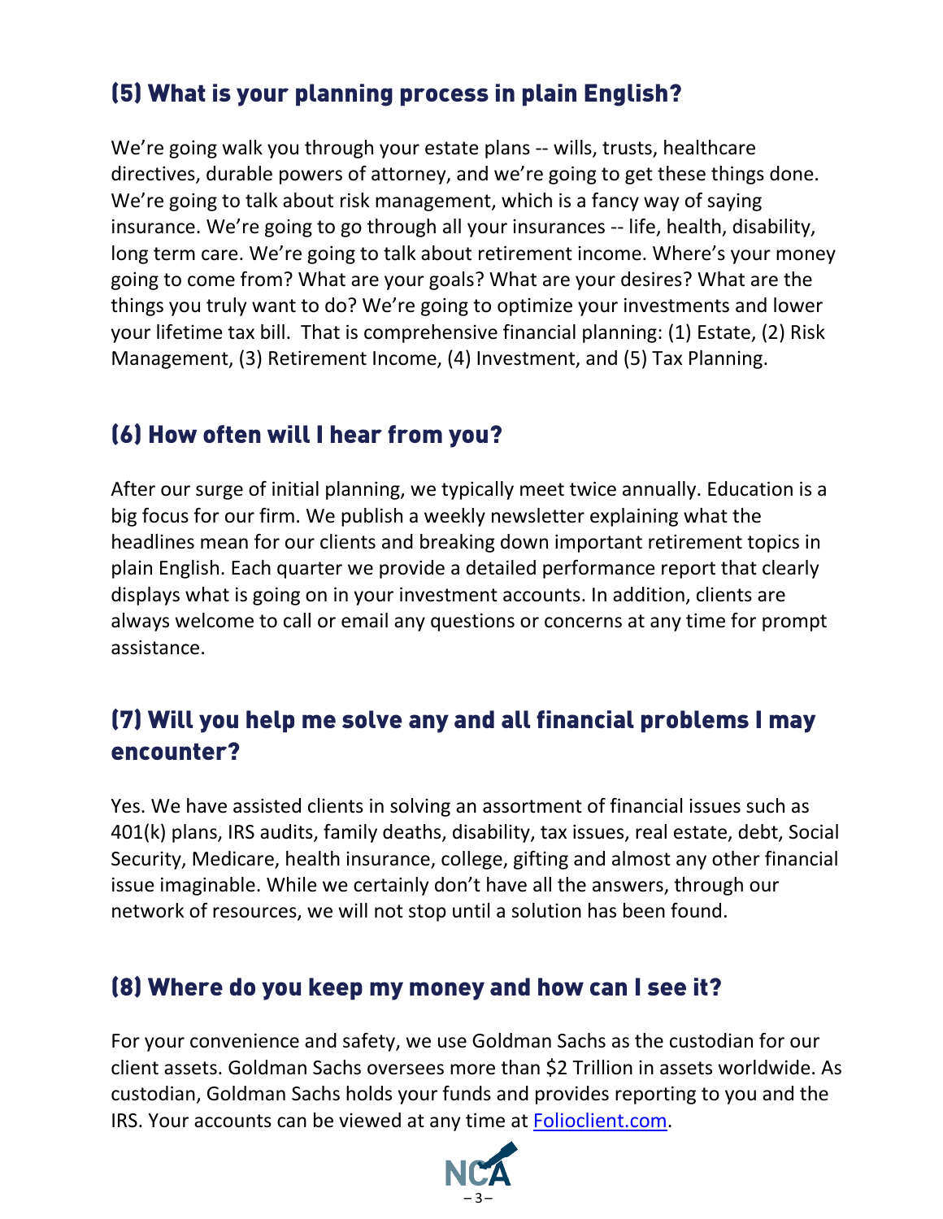## (5) What is your planning process in plain English?

We're going walk you through your estate plans -- wills, trusts, healthcare directives, durable powers of attorney, and we're going to get these things done. We're going to talk about risk management, which is a fancy way of saying insurance. We're going to go through all your insurances -- life, health, disability, long term care. We're going to talk about retirement income. Where's your money going to come from? What are your goals? What are your desires? What are the things you truly want to do? We're going to optimize your investments and lower your lifetime tax bill. That is comprehensive financial planning: (1) Estate, (2) Risk Management, (3) Retirement Income, (4) Investment, and (5) Tax Planning.

## (6) How often will I hear from you?

After our surge of initial planning, we typically meet twice annually. Education is a big focus for our firm. We publish a weekly newsletter explaining what the headlines mean for our clients and breaking down important retirement topics in plain English. Each quarter we provide a detailed performance report that clearly displays what is going on in your investment accounts. In addition, clients are always welcome to call or email any questions or concerns at any time for prompt assistance.

## (7) Will you help me solve any and all financial problems I may encounter?

Yes. We have assisted clients in solving an assortment of financial issues such as 401(k) plans, IRS audits, family deaths, disability, tax issues, real estate, debt, Social Security, Medicare, health insurance, college, gifting and almost any other financial issue imaginable. While we certainly don't have all the answers, through our network of resources, we will not stop until a solution has been found.

## (8) Where do you keep my money and how can I see it?

For your convenience and safety, we use Goldman Sachs as the custodian for our client assets. Goldman Sachs oversees more than $2 Trillion in assets worldwide. As custodian, Goldman Sachs holds your funds and provides reporting to you and the IRS. Your accounts can be viewed at any time at [Folioclient.com](Folioclient.com).